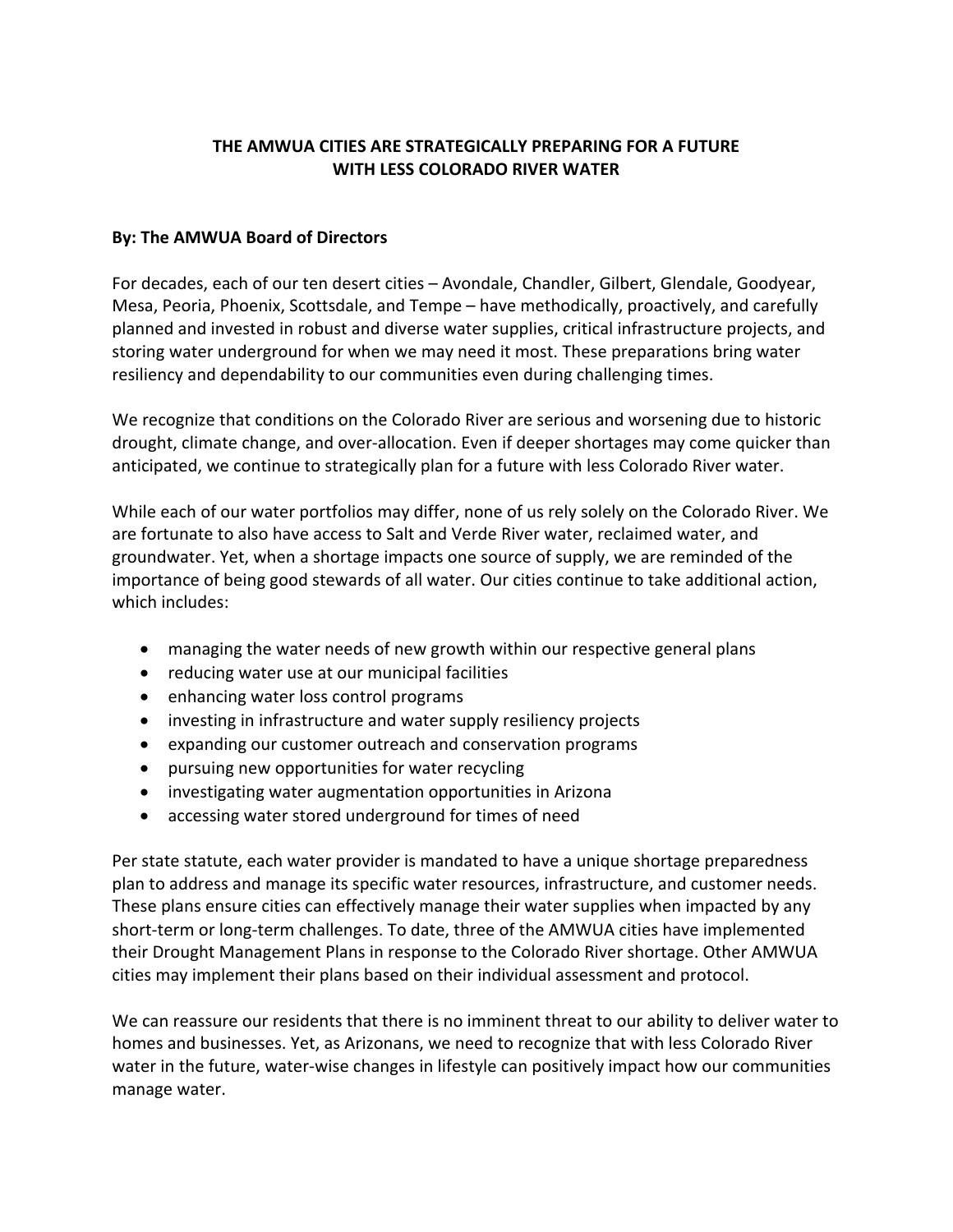# THE AMWUA CITIES ARE STRATEGICALLY PREPARING FOR A FUTURE WITH LESS COLORADO RIVER WATER

**By: The AMWUA Board of Directors**

For decades, each of our ten desert cities – Avondale, Chandler, Gilbert, Glendale, Goodyear, Mesa, Peoria, Phoenix, Scottsdale, and Tempe – have methodically, proactively, and carefully planned and invested in robust and diverse water supplies, critical infrastructure projects, and storing water underground for when we may need it most. These preparations bring water resiliency and dependability to our communities even during challenging times.

We recognize that conditions on the Colorado River are serious and worsening due to historic drought, climate change, and over-allocation. Even if deeper shortages may come quicker than anticipated, we continue to strategically plan for a future with less Colorado River water.

While each of our water portfolios may differ, none of us rely solely on the Colorado River. We are fortunate to also have access to Salt and Verde River water, reclaimed water, and groundwater. Yet, when a shortage impacts one source of supply, we are reminded of the importance of being good stewards of all water. Our cities continue to take additional action, which includes:

- managing the water needs of new growth within our respective general plans
- reducing water use at our municipal facilities
- enhancing water loss control programs
- investing in infrastructure and water supply resiliency projects
- expanding our customer outreach and conservation programs
- pursuing new opportunities for water recycling
- investigating water augmentation opportunities in Arizona
- accessing water stored underground for times of need

Per state statute, each water provider is mandated to have a unique shortage preparedness plan to address and manage its specific water resources, infrastructure, and customer needs. These plans ensure cities can effectively manage their water supplies when impacted by any short-term or long-term challenges. To date, three of the AMWUA cities have implemented their Drought Management Plans in response to the Colorado River shortage. Other AMWUA cities may implement their plans based on their individual assessment and protocol.

We can reassure our residents that there is no imminent threat to our ability to deliver water to homes and businesses. Yet, as Arizonans, we need to recognize that with less Colorado River water in the future, water-wise changes in lifestyle can positively impact how our communities manage water.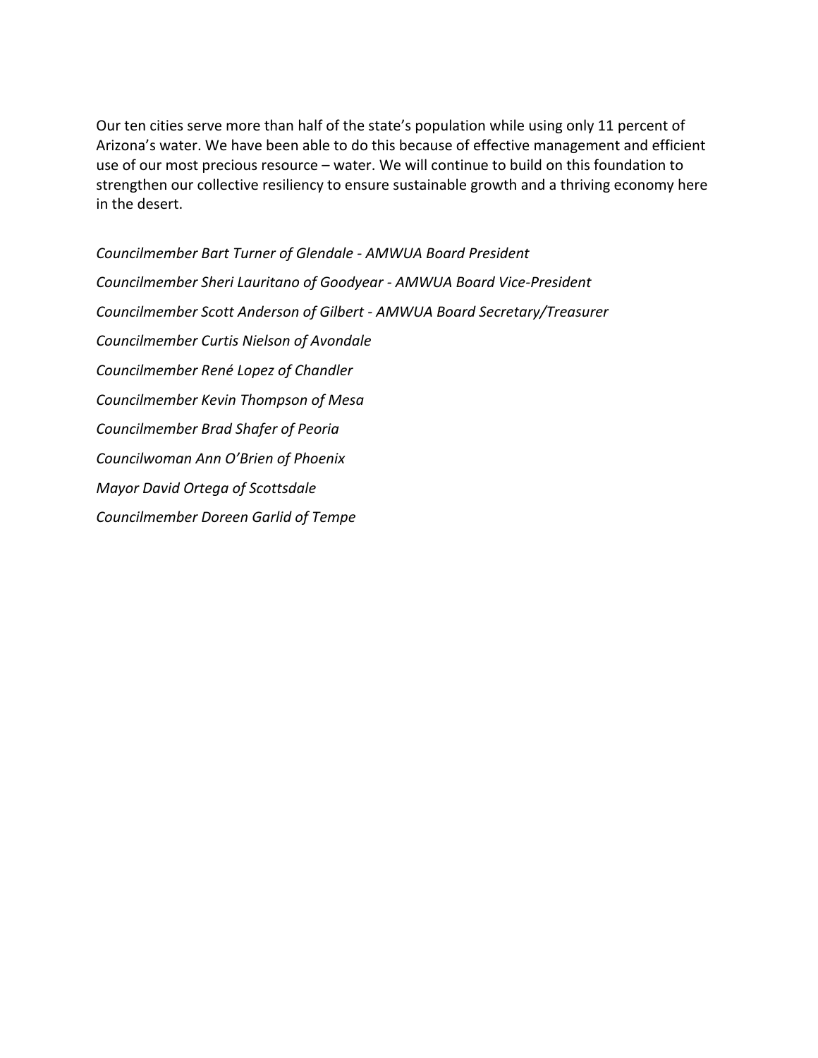Our ten cities serve more than half of the state's population while using only 11 percent of Arizona's water. We have been able to do this because of effective management and efficient use of our most precious resource – water. We will continue to build on this foundation to strengthen our collective resiliency to ensure sustainable growth and a thriving economy here in the desert.

*Councilmember Bart Turner of Glendale - AMWUA Board President*

*Councilmember Sheri Lauritano of Goodyear - AMWUA Board Vice-President*

*Councilmember Scott Anderson of Gilbert - AMWUA Board Secretary/Treasurer*

*Councilmember Curtis Nielson of Avondale*

*Councilmember René Lopez of Chandler*

*Councilmember Kevin Thompson of Mesa*

*Councilmember Brad Shafer of Peoria*

*Councilwoman Ann O'Brien of Phoenix*

*Mayor David Ortega of Scottsdale*

*Councilmember Doreen Garlid of Tempe*